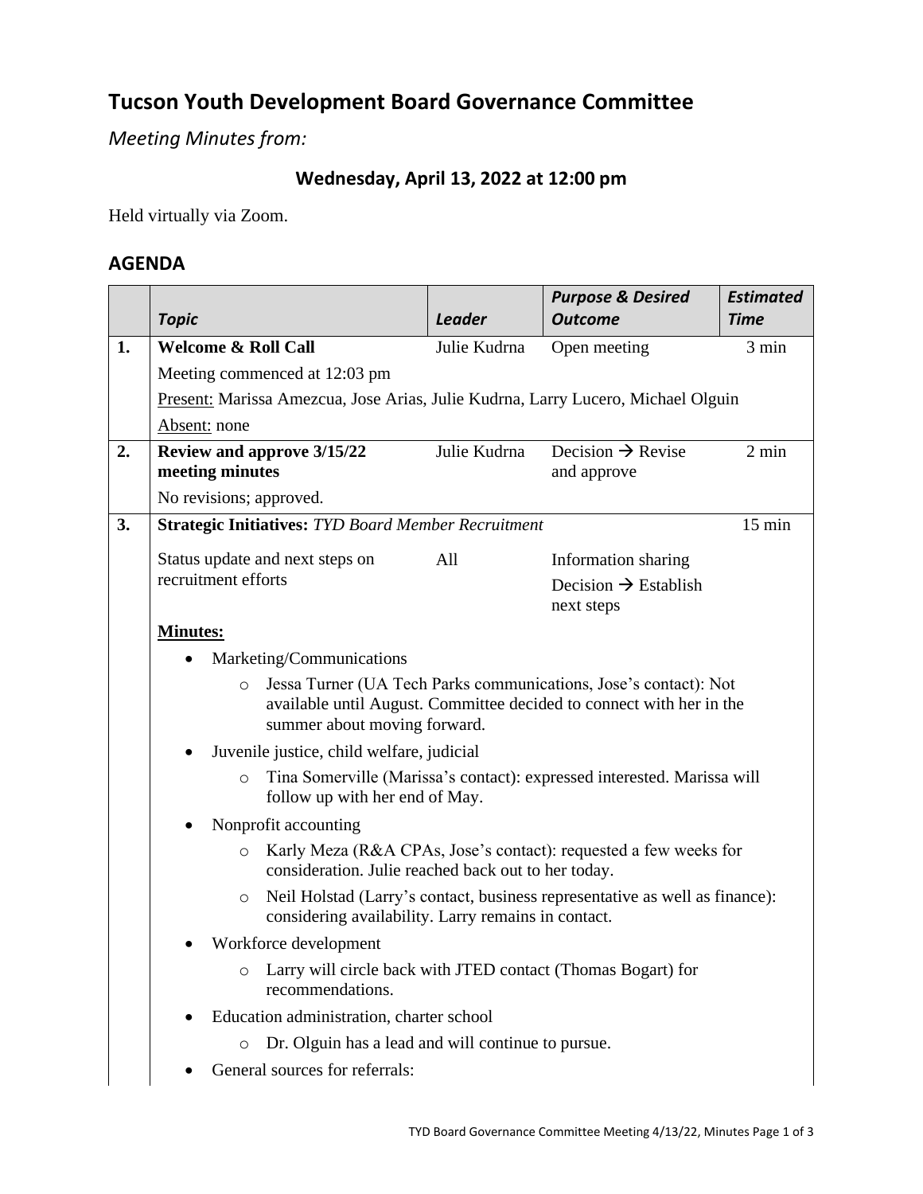# Tucson Youth Development Board Governance Committee

*Meeting Minutes from:*

### Wednesday, April 13, 2022 at 12:00 pm

Held virtually via Zoom.

## AGENDA

| | *Topic* | *Leader* | *Purpose & Desired Outcome* | *Estimated Time* |
|---|---|---|---|---|
| **1.** | **Welcome & Roll Call** | Julie Kudrna | Open meeting | 3 min |
| | Meeting commenced at 12:03 pm<br>Present: Marissa Amezcua, Jose Arias, Julie Kudrna, Larry Lucero, Michael Olguin<br>Absent: none | | | |
| **2.** | **Review and approve 3/15/22 meeting minutes** | Julie Kudrna | Decision → Revise and approve | 2 min |
| | No revisions; approved. | | | |
| **3.** | **Strategic Initiatives:** *TYD Board Member Recruitment* | | | 15 min |
| | Status update and next steps on recruitment efforts | All | Information sharing<br>Decision → Establish next steps | |

**Minutes:**

- Marketing/Communications
  - Jessa Turner (UA Tech Parks communications, Jose's contact): Not available until August. Committee decided to connect with her in the summer about moving forward.
- Juvenile justice, child welfare, judicial
  - Tina Somerville (Marissa's contact): expressed interested. Marissa will follow up with her end of May.
- Nonprofit accounting
  - Karly Meza (R&A CPAs, Jose's contact): requested a few weeks for consideration. Julie reached back out to her today.
  - Neil Holstad (Larry's contact, business representative as well as finance): considering availability. Larry remains in contact.
- Workforce development
  - Larry will circle back with JTED contact (Thomas Bogart) for recommendations.
- Education administration, charter school
  - Dr. Olguin has a lead and will continue to pursue.
- General sources for referrals: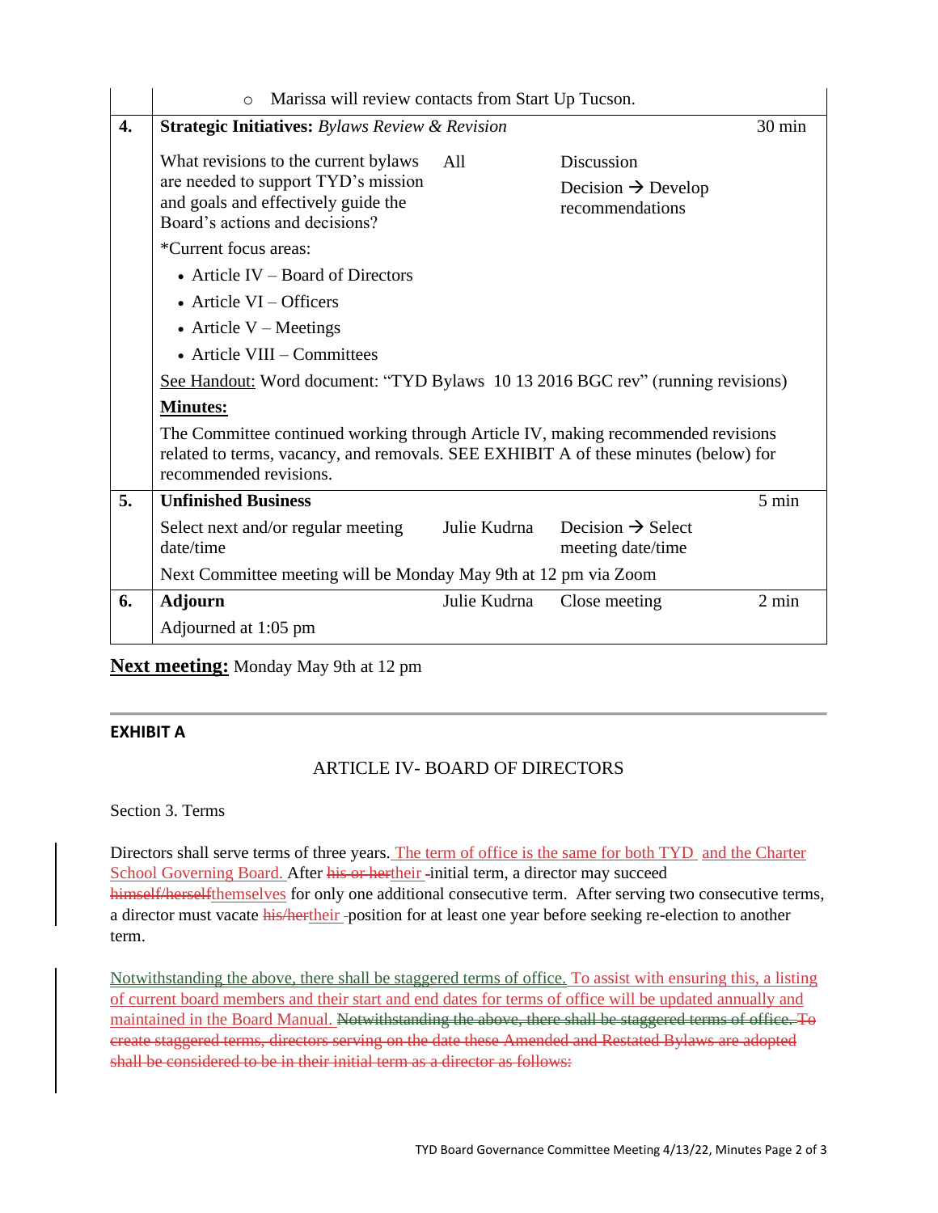| | | | | |
|---|---|---|---|---|
| | ○ Marissa will review contacts from Start Up Tucson. | | | |
| **4.** | **Strategic Initiatives:** *Bylaws Review & Revision* | | | 30 min |
| | What revisions to the current bylaws are needed to support TYD's mission and goals and effectively guide the Board's actions and decisions?<br><br>*Current focus areas:<br>• Article IV – Board of Directors<br>• Article VI – Officers<br>• Article V – Meetings<br>• Article VIII – Committees<br><br>See Handout: Word document: "TYD Bylaws 10 13 2016 BGC rev" (running revisions)<br><br>**Minutes:**<br><br>The Committee continued working through Article IV, making recommended revisions related to terms, vacancy, and removals. SEE EXHIBIT A of these minutes (below) for recommended revisions. | All | Discussion<br>Decision → Develop recommendations | |
| **5.** | **Unfinished Business** | | | 5 min |
| | Select next and/or regular meeting date/time<br><br>Next Committee meeting will be Monday May 9th at 12 pm via Zoom | Julie Kudrna | Decision → Select meeting date/time | |
| **6.** | **Adjourn**<br><br>Adjourned at 1:05 pm | Julie Kudrna | Close meeting | 2 min |

**Next meeting:** Monday May 9th at 12 pm

---

**EXHIBIT A**

ARTICLE IV- BOARD OF DIRECTORS

Section 3. Terms

Directors shall serve terms of three years. The term of office is the same for both TYD and the Charter School Governing Board. After ~~his or her~~their initial term, a director may succeed ~~himself/herself~~themselves for only one additional consecutive term. After serving two consecutive terms, a director must vacate ~~his/her~~their position for at least one year before seeking re-election to another term.

Notwithstanding the above, there shall be staggered terms of office. To assist with ensuring this, a listing of current board members and their start and end dates for terms of office will be updated annually and maintained in the Board Manual. ~~Notwithstanding the above, there shall be staggered terms of office. To create staggered terms, directors serving on the date these Amended and Restated Bylaws are adopted shall be considered to be in their initial term as a director as follows:~~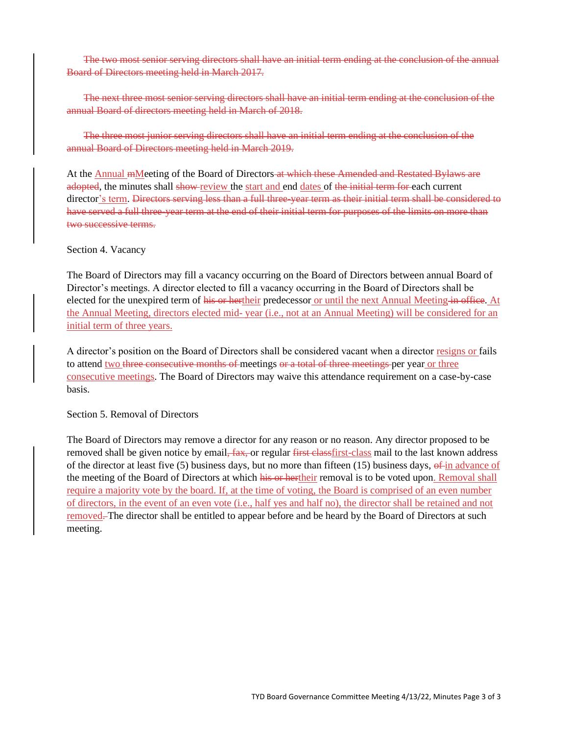~~The two most senior serving directors shall have an initial term ending at the conclusion of the annual Board of Directors meeting held in March 2017.~~

~~The next three most senior serving directors shall have an initial term ending at the conclusion of the annual Board of directors meeting held in March of 2018.~~

~~The three most junior serving directors shall have an initial term ending at the conclusion of the annual Board of Directors meeting held in March 2019.~~

At the Annual ~~m~~Meeting of the Board of Directors ~~at which these Amended and Restated Bylaws are adopted~~, the minutes shall ~~show~~ review the start and end dates of ~~the initial term for~~ each current director's term. ~~Directors serving less than a full three-year term as their initial term shall be considered to have served a full three-year term at the end of their initial term for purposes of the limits on more than two successive terms.~~

Section 4. Vacancy

The Board of Directors may fill a vacancy occurring on the Board of Directors between annual Board of Director's meetings. A director elected to fill a vacancy occurring in the Board of Directors shall be elected for the unexpired term of ~~his or her~~their predecessor or until the next Annual Meeting ~~in office~~. At the Annual Meeting, directors elected mid- year (i.e., not at an Annual Meeting) will be considered for an initial term of three years.

A director's position on the Board of Directors shall be considered vacant when a director resigns or fails to attend two ~~three consecutive months of~~ meetings ~~or a total of three meetings~~ per year or three consecutive meetings. The Board of Directors may waive this attendance requirement on a case-by-case basis.

Section 5. Removal of Directors

The Board of Directors may remove a director for any reason or no reason. Any director proposed to be removed shall be given notice by email~~, fax,~~ or regular ~~first class~~first-class mail to the last known address of the director at least five (5) business days, but no more than fifteen (15) business days, ~~of~~ in advance of the meeting of the Board of Directors at which ~~his or her~~their removal is to be voted upon. Removal shall require a majority vote by the board. If, at the time of voting, the Board is comprised of an even number of directors, in the event of an even vote (i.e., half yes and half no), the director shall be retained and not removed~~.~~ The director shall be entitled to appear before and be heard by the Board of Directors at such meeting.